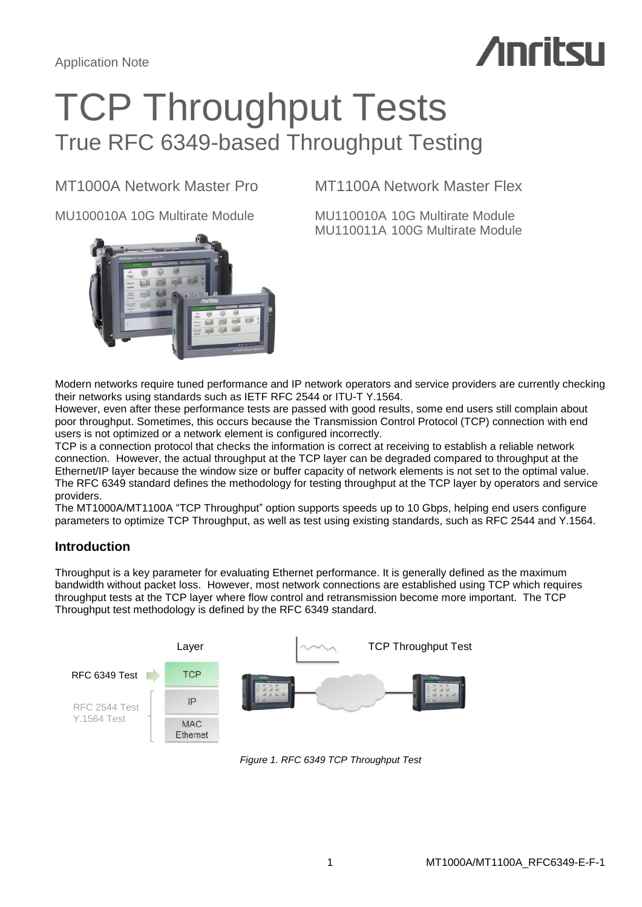Application Note

# TCP Throughput Tests

## True RFC 6349-based Throughput Testing

MT1000A Network Master Pro

MU100010A 10G Multirate Module

MT1100A Network Master Flex

MU110010A 10G Multirate Module
MU110011A 100G Multirate Module

Modern networks require tuned performance and IP network operators and service providers are currently checking their networks using standards such as IETF RFC 2544 or ITU-T Y.1564.
However, even after these performance tests are passed with good results, some end users still complain about poor throughput. Sometimes, this occurs because the Transmission Control Protocol (TCP) connection with end users is not optimized or a network element is configured incorrectly.
TCP is a connection protocol that checks the information is correct at receiving to establish a reliable network connection. However, the actual throughput at the TCP layer can be degraded compared to throughput at the Ethernet/IP layer because the window size or buffer capacity of network elements is not set to the optimal value.
The RFC 6349 standard defines the methodology for testing throughput at the TCP layer by operators and service providers.
The MT1000A/MT1100A "TCP Throughput" option supports speeds up to 10 Gbps, helping end users configure parameters to optimize TCP Throughput, as well as test using existing standards, such as RFC 2544 and Y.1564.

### Introduction

Throughput is a key parameter for evaluating Ethernet performance. It is generally defined as the maximum bandwidth without packet loss. However, most network connections are established using TCP which requires throughput tests at the TCP layer where flow control and retransmission become more important. The TCP Throughput test methodology is defined by the RFC 6349 standard.

*Figure 1. RFC 6349 TCP Throughput Test*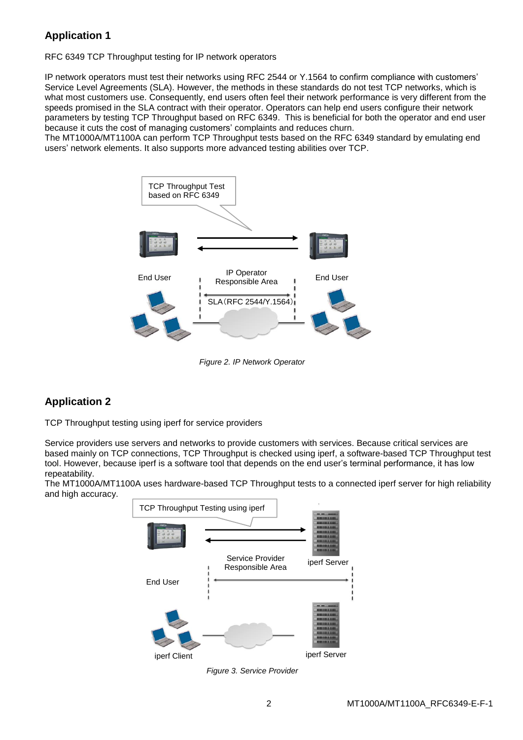## Application 1

RFC 6349 TCP Throughput testing for IP network operators

IP network operators must test their networks using RFC 2544 or Y.1564 to confirm compliance with customers' Service Level Agreements (SLA). However, the methods in these standards do not test TCP networks, which is what most customers use. Consequently, end users often feel their network performance is very different from the speeds promised in the SLA contract with their operator. Operators can help end users configure their network parameters by testing TCP Throughput based on RFC 6349. This is beneficial for both the operator and end user because it cuts the cost of managing customers' complaints and reduces churn.
The MT1000A/MT1100A can perform TCP Throughput tests based on the RFC 6349 standard by emulating end users' network elements. It also supports more advanced testing abilities over TCP.

TCP Throughput Test based on RFC 6349

End User | IP Operator Responsible Area | End User

SLA（RFC 2544/Y.1564）

*Figure 2. IP Network Operator*

## Application 2

TCP Throughput testing using iperf for service providers

Service providers use servers and networks to provide customers with services. Because critical services are based mainly on TCP connections, TCP Throughput is checked using iperf, a software-based TCP Throughput test tool. However, because iperf is a software tool that depends on the end user's terminal performance, it has low repeatability.
The MT1000A/MT1100A uses hardware-based TCP Throughput tests to a connected iperf server for high reliability and high accuracy.

TCP Throughput Testing using iperf

End User | Service Provider Responsible Area | iperf Server

iperf Client | iperf Server

*Figure 3. Service Provider*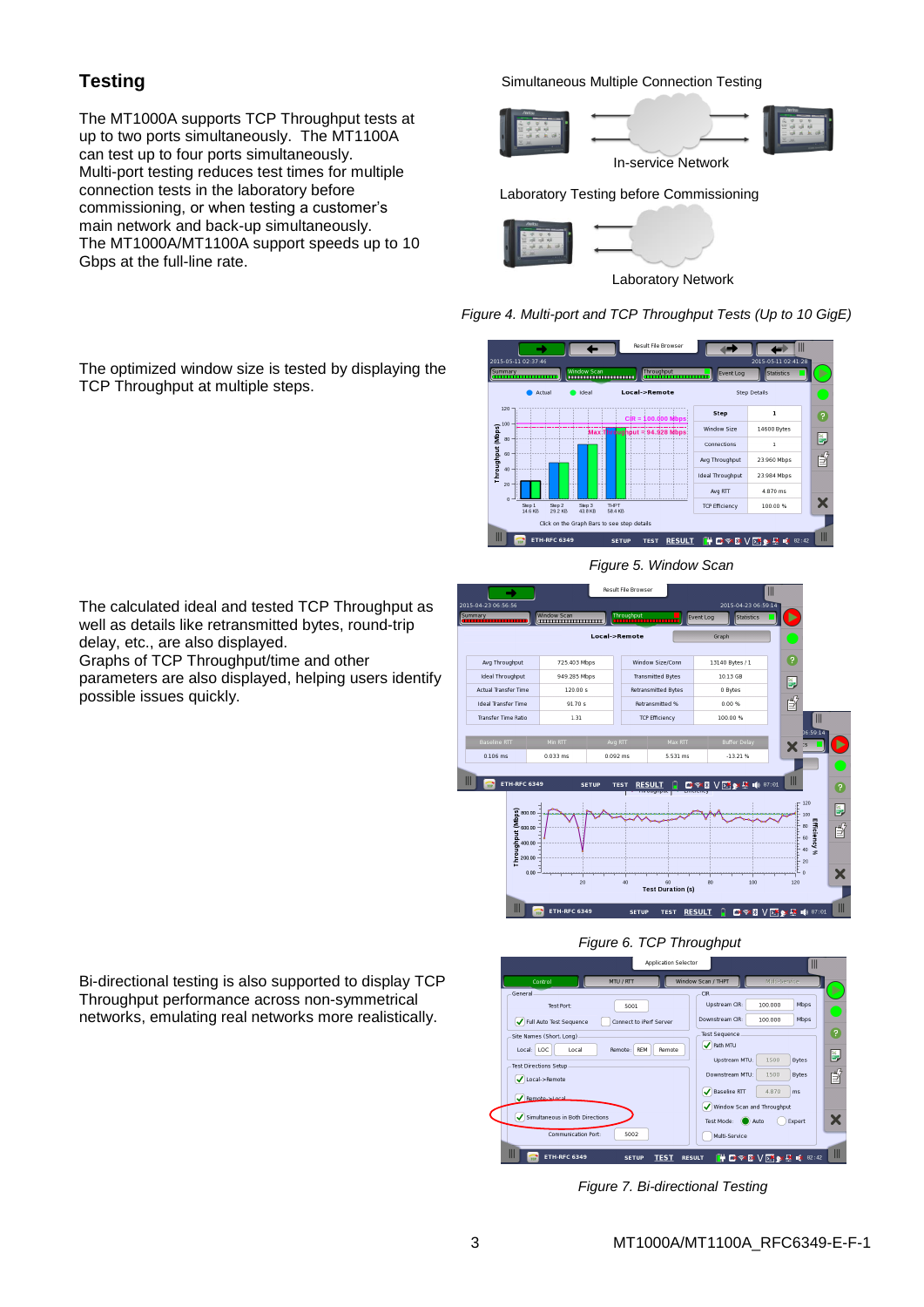## Testing

The MT1000A supports TCP Throughput tests at up to two ports simultaneously. The MT1100A can test up to four ports simultaneously. Multi-port testing reduces test times for multiple connection tests in the laboratory before commissioning, or when testing a customer's main network and back-up simultaneously. The MT1000A/MT1100A support speeds up to 10 Gbps at the full-line rate.

*Figure 4. Multi-port and TCP Throughput Tests (Up to 10 GigE)*

The optimized window size is tested by displaying the TCP Throughput at multiple steps.

*Figure 5. Window Scan*

The calculated ideal and tested TCP Throughput as well as details like retransmitted bytes, round-trip delay, etc., are also displayed.
Graphs of TCP Throughput/time and other parameters are also displayed, helping users identify possible issues quickly.

*Figure 6. TCP Throughput*

Bi-directional testing is also supported to display TCP Throughput performance across non-symmetrical networks, emulating real networks more realistically.

*Figure 7. Bi-directional Testing*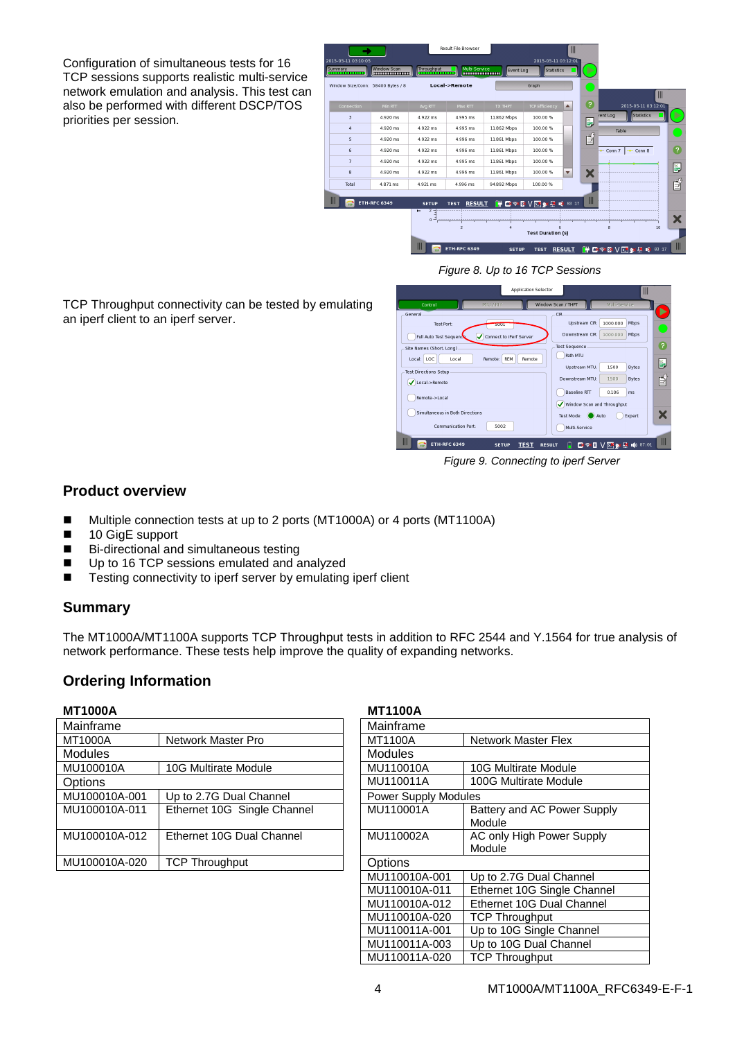Configuration of simultaneous tests for 16 TCP sessions supports realistic multi-service network emulation and analysis. This test can also be performed with different DSCP/TOS priorities per session.

*Figure 8. Up to 16 TCP Sessions*

TCP Throughput connectivity can be tested by emulating an iperf client to an iperf server.

*Figure 9. Connecting to iperf Server*

## Product overview

- Multiple connection tests at up to 2 ports (MT1000A) or 4 ports (MT1100A)
- 10 GigE support
- Bi-directional and simultaneous testing
- Up to 16 TCP sessions emulated and analyzed
- Testing connectivity to iperf server by emulating iperf client

## Summary

The MT1000A/MT1100A supports TCP Throughput tests in addition to RFC 2544 and Y.1564 for true analysis of network performance. These tests help improve the quality of expanding networks.

## Ordering Information

**MT1000A**

| Mainframe | |
|---|---|
| MT1000A | Network Master Pro |
| Modules | |
| MU100010A | 10G Multirate Module |
| Options | |
| MU100010A-001 | Up to 2.7G Dual Channel |
| MU100010A-011 | Ethernet 10G Single Channel |
| MU100010A-012 | Ethernet 10G Dual Channel |
| MU100010A-020 | TCP Throughput |

**MT1100A**

| Mainframe | |
|---|---|
| MT1100A | Network Master Flex |
| Modules | |
| MU110010A | 10G Multirate Module |
| MU110011A | 100G Multirate Module |
| Power Supply Modules | |
| MU110001A | Battery and AC Power Supply Module |
| MU110002A | AC only High Power Supply Module |
| Options | |
| MU110010A-001 | Up to 2.7G Dual Channel |
| MU110010A-011 | Ethernet 10G Single Channel |
| MU110010A-012 | Ethernet 10G Dual Channel |
| MU110010A-020 | TCP Throughput |
| MU110011A-001 | Up to 10G Single Channel |
| MU110011A-003 | Up to 10G Dual Channel |
| MU110011A-020 | TCP Throughput |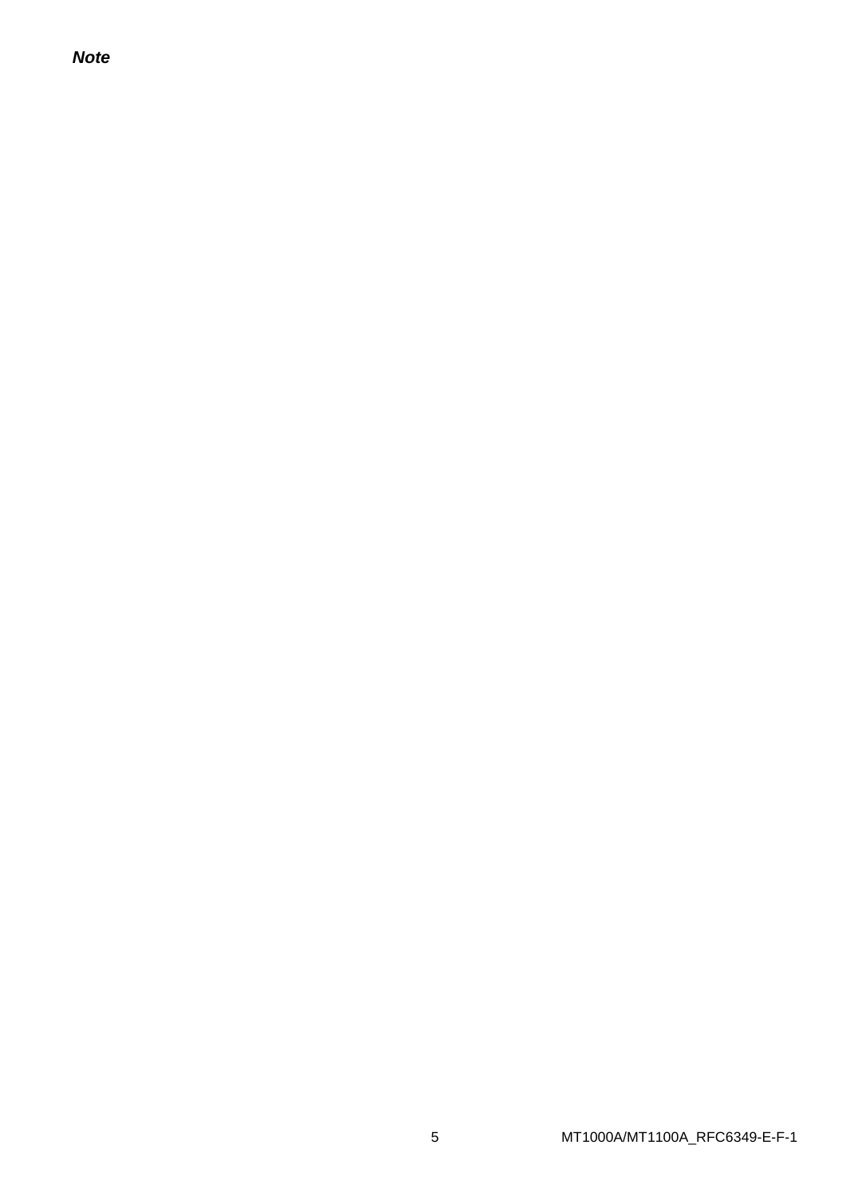***Note***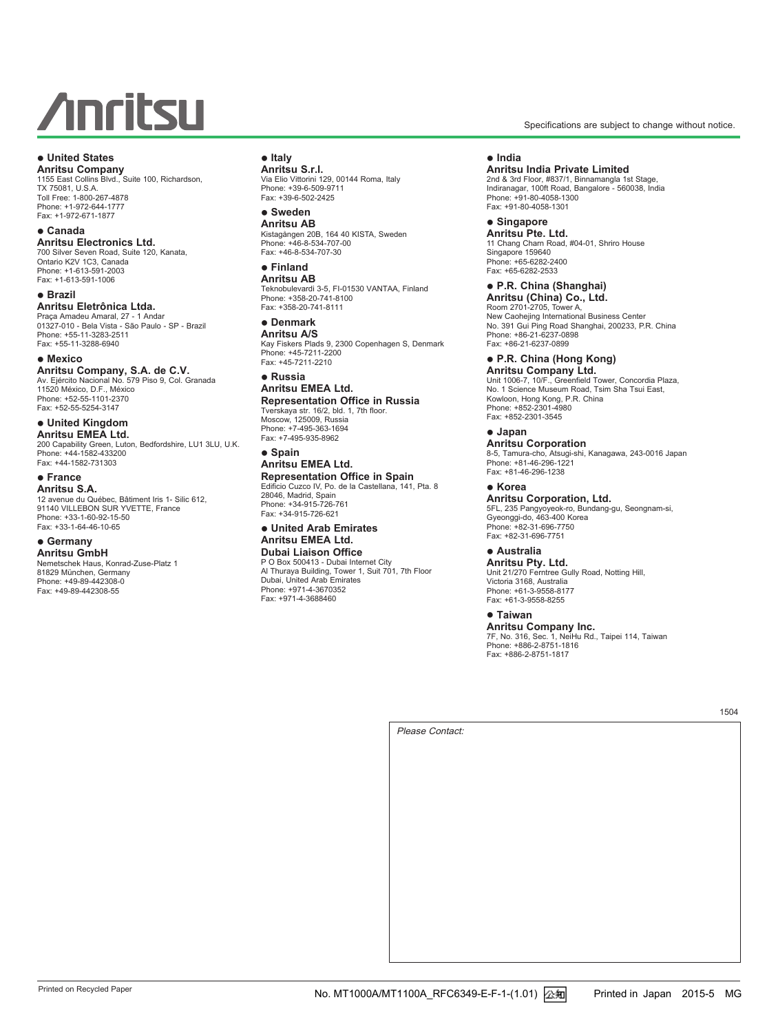# Anritsu

Specifications are subject to change without notice.

- **United States**

**Anritsu Company**
1155 East Collins Blvd., Suite 100, Richardson,
TX 75081, U.S.A.
Toll Free: 1-800-267-4878
Phone: +1-972-644-1777
Fax: +1-972-671-1877

- **Canada**

**Anritsu Electronics Ltd.**
700 Silver Seven Road, Suite 120, Kanata,
Ontario K2V 1C3, Canada
Phone: +1-613-591-2003
Fax: +1-613-591-1006

- **Brazil**

**Anritsu Eletrônica Ltda.**
Praça Amadeu Amaral, 27 - 1 Andar
01327-010 - Bela Vista - São Paulo - SP - Brazil
Phone: +55-11-3283-2511
Fax: +55-11-3288-6940

- **Mexico**

**Anritsu Company, S.A. de C.V.**
Av. Ejército Nacional No. 579 Piso 9, Col. Granada
11520 México, D.F., México
Phone: +52-55-1101-2370
Fax: +52-55-5254-3147

- **United Kingdom**

**Anritsu EMEA Ltd.**
200 Capability Green, Luton, Bedfordshire, LU1 3LU, U.K.
Phone: +44-1582-433200
Fax: +44-1582-731303

- **France**

**Anritsu S.A.**
12 avenue du Québec, Bâtiment Iris 1- Silic 612,
91140 VILLEBON SUR YVETTE, France
Phone: +33-1-60-92-15-50
Fax: +33-1-64-46-10-65

- **Germany**

**Anritsu GmbH**
Nemetschek Haus, Konrad-Zuse-Platz 1
81829 München, Germany
Phone: +49-89-442308-0
Fax: +49-89-442308-55

- **Italy**

**Anritsu S.r.l.**
Via Elio Vittorini 129, 00144 Roma, Italy
Phone: +39-6-509-9711
Fax: +39-6-502-2425

- **Sweden**

**Anritsu AB**
Kistagången 20B, 164 40 KISTA, Sweden
Phone: +46-8-534-707-00
Fax: +46-8-534-707-30

- **Finland**

**Anritsu AB**
Teknobulevardi 3-5, FI-01530 VANTAA, Finland
Phone: +358-20-741-8100
Fax: +358-20-741-8111

- **Denmark**

**Anritsu A/S**
Kay Fiskers Plads 9, 2300 Copenhagen S, Denmark
Phone: +45-7211-2200
Fax: +45-7211-2210

- **Russia**

**Anritsu EMEA Ltd.**
**Representation Office in Russia**
Tverskaya str. 16/2, bld. 1, 7th floor.
Moscow, 125009, Russia
Phone: +7-495-363-1694
Fax: +7-495-935-8962

- **Spain**

**Anritsu EMEA Ltd.**
**Representation Office in Spain**
Edificio Cuzco IV, Po. de la Castellana, 141, Pta. 8
28046, Madrid, Spain
Phone: +34-915-726-761
Fax: +34-915-726-621

- **United Arab Emirates**

**Anritsu EMEA Ltd.**
**Dubai Liaison Office**
P O Box 500413 - Dubai Internet City
Al Thuraya Building, Tower 1, Suit 701, 7th Floor
Dubai, United Arab Emirates
Phone: +971-4-3670352
Fax: +971-4-3688460

- **India**

**Anritsu India Private Limited**
2nd & 3rd Floor, #837/1, Binnamangla 1st Stage,
Indiranagar, 100ft Road, Bangalore - 560038, India
Phone: +91-80-4058-1300
Fax: +91-80-4058-1301

- **Singapore**

**Anritsu Pte. Ltd.**
11 Chang Charn Road, #04-01, Shriro House
Singapore 159640
Phone: +65-6282-2400
Fax: +65-6282-2533

- **P.R. China (Shanghai)**

**Anritsu (China) Co., Ltd.**
Room 2701-2705, Tower A,
New Caohejing International Business Center
No. 391 Gui Ping Road Shanghai, 200233, P.R. China
Phone: +86-21-6237-0898
Fax: +86-21-6237-0899

- **P.R. China (Hong Kong)**

**Anritsu Company Ltd.**
Unit 1006-7, 10/F., Greenfield Tower, Concordia Plaza,
No. 1 Science Museum Road, Tsim Sha Tsui East,
Kowloon, Hong Kong, P.R. China
Phone: +852-2301-4980
Fax: +852-2301-3545

- **Japan**

**Anritsu Corporation**
8-5, Tamura-cho, Atsugi-shi, Kanagawa, 243-0016 Japan
Phone: +81-46-296-1221
Fax: +81-46-296-1238

- **Korea**

**Anritsu Corporation, Ltd.**
5FL, 235 Pangyoyeok-ro, Bundang-gu, Seongnam-si,
Gyeonggi-do, 463-400 Korea
Phone: +82-31-696-7750
Fax: +82-31-696-7751

- **Australia**

**Anritsu Pty. Ltd.**
Unit 21/270 Ferntree Gully Road, Notting Hill,
Victoria 3168, Australia
Phone: +61-3-9558-8177
Fax: +61-3-9558-8255

- **Taiwan**

**Anritsu Company Inc.**
7F, No. 316, Sec. 1, NeiHu Rd., Taipei 114, Taiwan
Phone: +886-2-8751-1816
Fax: +886-2-8751-1817

1504

*Please Contact:*

Printed on Recycled Paper

No. MT1000A/MT1100A_RFC6349-E-F-1-(1.01) 公知 Printed in Japan 2015-5 MG